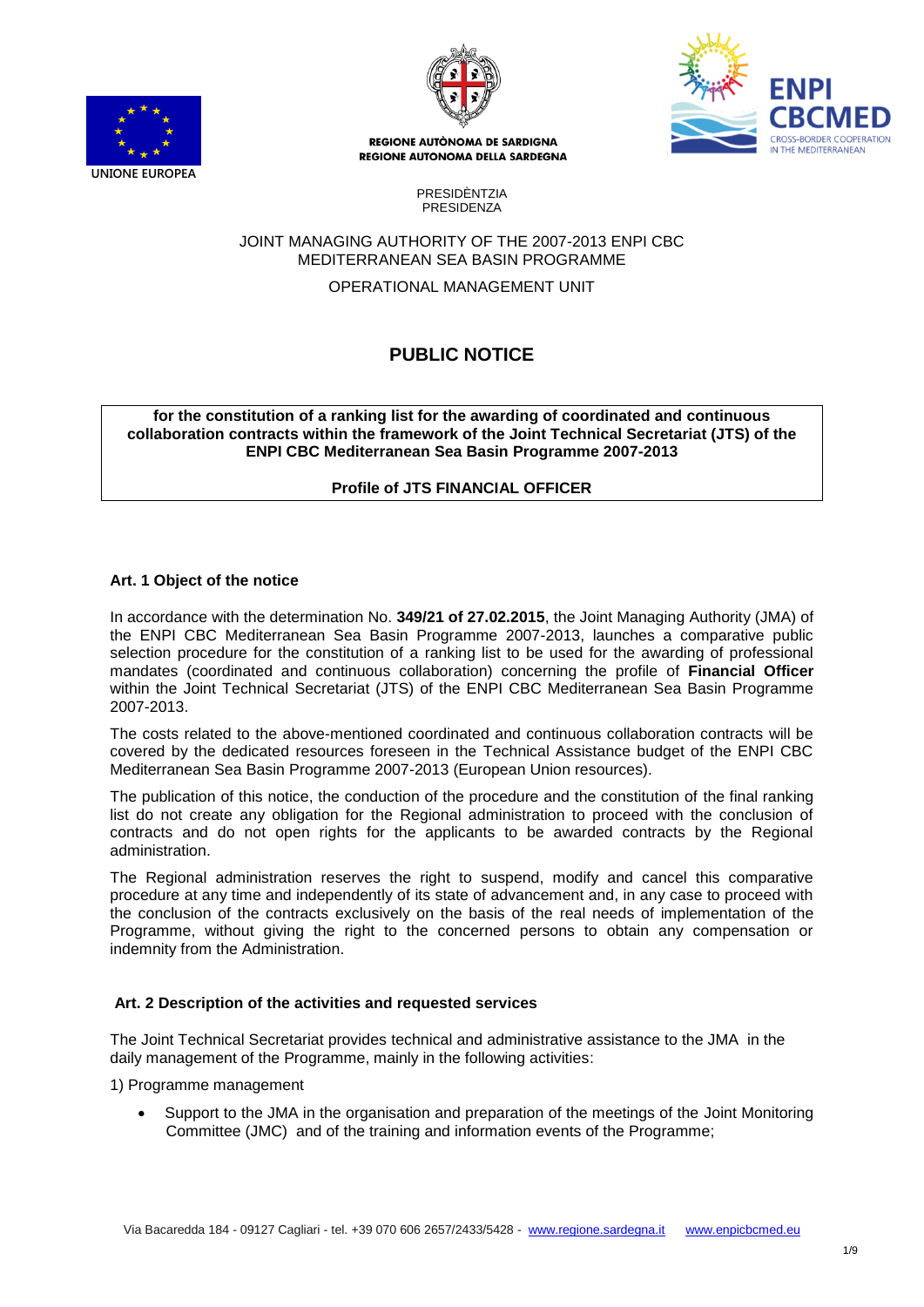UNIONE EUROPEA

REGIONE AUTÒNOMA DE SARDIGNA
REGIONE AUTONOMA DELLA SARDEGNA

ENPI CBCMED
CROSS-BORDER COOPERATION IN THE MEDITERRANEAN

PRESIDÈNTZIA
PRESIDENZA

JOINT MANAGING AUTHORITY OF THE 2007-2013 ENPI CBC MEDITERRANEAN SEA BASIN PROGRAMME

OPERATIONAL MANAGEMENT UNIT

# PUBLIC NOTICE

**for the constitution of a ranking list for the awarding of coordinated and continuous collaboration contracts within the framework of the Joint Technical Secretariat (JTS) of the ENPI CBC Mediterranean Sea Basin Programme 2007-2013**

**Profile of JTS FINANCIAL OFFICER**

## Art. 1 Object of the notice

In accordance with the determination No. **349/21 of 27.02.2015**, the Joint Managing Authority (JMA) of the ENPI CBC Mediterranean Sea Basin Programme 2007-2013, launches a comparative public selection procedure for the constitution of a ranking list to be used for the awarding of professional mandates (coordinated and continuous collaboration) concerning the profile of **Financial Officer** within the Joint Technical Secretariat (JTS) of the ENPI CBC Mediterranean Sea Basin Programme 2007-2013.

The costs related to the above-mentioned coordinated and continuous collaboration contracts will be covered by the dedicated resources foreseen in the Technical Assistance budget of the ENPI CBC Mediterranean Sea Basin Programme 2007-2013 (European Union resources).

The publication of this notice, the conduction of the procedure and the constitution of the final ranking list do not create any obligation for the Regional administration to proceed with the conclusion of contracts and do not open rights for the applicants to be awarded contracts by the Regional administration.

The Regional administration reserves the right to suspend, modify and cancel this comparative procedure at any time and independently of its state of advancement and, in any case to proceed with the conclusion of the contracts exclusively on the basis of the real needs of implementation of the Programme, without giving the right to the concerned persons to obtain any compensation or indemnity from the Administration.

## Art. 2 Description of the activities and requested services

The Joint Technical Secretariat provides technical and administrative assistance to the JMA in the daily management of the Programme, mainly in the following activities:

1) Programme management

- Support to the JMA in the organisation and preparation of the meetings of the Joint Monitoring Committee (JMC) and of the training and information events of the Programme;

Via Bacaredda 184 - 09127 Cagliari - tel. +39 070 606 2657/2433/5428 - www.regione.sardegna.it www.enpicbcmed.eu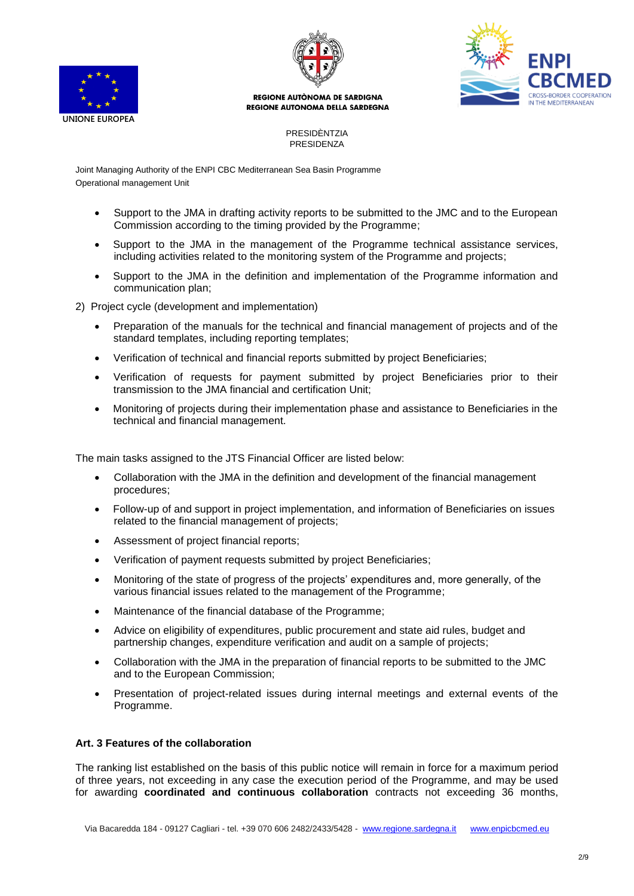- Support to the JMA in drafting activity reports to be submitted to the JMC and to the European Commission according to the timing provided by the Programme;
- Support to the JMA in the management of the Programme technical assistance services, including activities related to the monitoring system of the Programme and projects;
- Support to the JMA in the definition and implementation of the Programme information and communication plan;

2) Project cycle (development and implementation)

- Preparation of the manuals for the technical and financial management of projects and of the standard templates, including reporting templates;
- Verification of technical and financial reports submitted by project Beneficiaries;
- Verification of requests for payment submitted by project Beneficiaries prior to their transmission to the JMA financial and certification Unit;
- Monitoring of projects during their implementation phase and assistance to Beneficiaries in the technical and financial management.

The main tasks assigned to the JTS Financial Officer are listed below:

- Collaboration with the JMA in the definition and development of the financial management procedures;
- Follow-up of and support in project implementation, and information of Beneficiaries on issues related to the financial management of projects;
- Assessment of project financial reports;
- Verification of payment requests submitted by project Beneficiaries;
- Monitoring of the state of progress of the projects' expenditures and, more generally, of the various financial issues related to the management of the Programme;
- Maintenance of the financial database of the Programme;
- Advice on eligibility of expenditures, public procurement and state aid rules, budget and partnership changes, expenditure verification and audit on a sample of projects;
- Collaboration with the JMA in the preparation of financial reports to be submitted to the JMC and to the European Commission;
- Presentation of project-related issues during internal meetings and external events of the Programme.

**Art. 3 Features of the collaboration**

The ranking list established on the basis of this public notice will remain in force for a maximum period of three years, not exceeding in any case the execution period of the Programme, and may be used for awarding **coordinated and continuous collaboration** contracts not exceeding 36 months,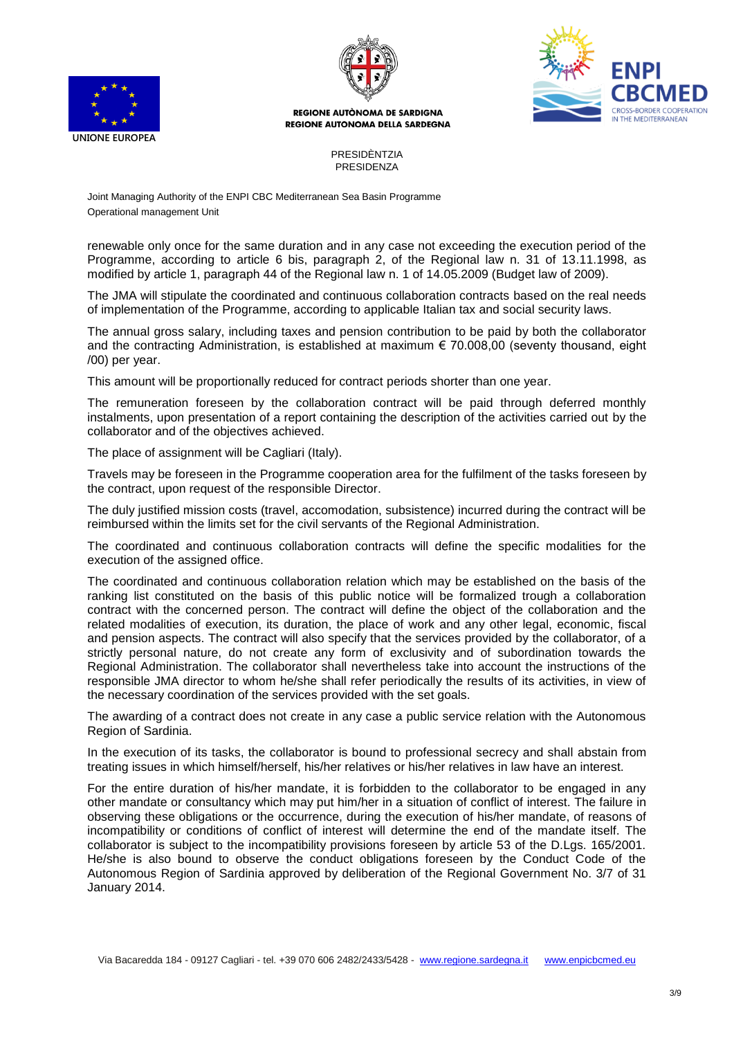renewable only once for the same duration and in any case not exceeding the execution period of the Programme, according to article 6 bis, paragraph 2, of the Regional law n. 31 of 13.11.1998, as modified by article 1, paragraph 44 of the Regional law n. 1 of 14.05.2009 (Budget law of 2009).

The JMA will stipulate the coordinated and continuous collaboration contracts based on the real needs of implementation of the Programme, according to applicable Italian tax and social security laws.

The annual gross salary, including taxes and pension contribution to be paid by both the collaborator and the contracting Administration, is established at maximum € 70.008,00 (seventy thousand, eight /00) per year.

This amount will be proportionally reduced for contract periods shorter than one year.

The remuneration foreseen by the collaboration contract will be paid through deferred monthly instalments, upon presentation of a report containing the description of the activities carried out by the collaborator and of the objectives achieved.

The place of assignment will be Cagliari (Italy).

Travels may be foreseen in the Programme cooperation area for the fulfilment of the tasks foreseen by the contract, upon request of the responsible Director.

The duly justified mission costs (travel, accomodation, subsistence) incurred during the contract will be reimbursed within the limits set for the civil servants of the Regional Administration.

The coordinated and continuous collaboration contracts will define the specific modalities for the execution of the assigned office.

The coordinated and continuous collaboration relation which may be established on the basis of the ranking list constituted on the basis of this public notice will be formalized trough a collaboration contract with the concerned person. The contract will define the object of the collaboration and the related modalities of execution, its duration, the place of work and any other legal, economic, fiscal and pension aspects. The contract will also specify that the services provided by the collaborator, of a strictly personal nature, do not create any form of exclusivity and of subordination towards the Regional Administration. The collaborator shall nevertheless take into account the instructions of the responsible JMA director to whom he/she shall refer periodically the results of its activities, in view of the necessary coordination of the services provided with the set goals.

The awarding of a contract does not create in any case a public service relation with the Autonomous Region of Sardinia.

In the execution of its tasks, the collaborator is bound to professional secrecy and shall abstain from treating issues in which himself/herself, his/her relatives or his/her relatives in law have an interest.

For the entire duration of his/her mandate, it is forbidden to the collaborator to be engaged in any other mandate or consultancy which may put him/her in a situation of conflict of interest. The failure in observing these obligations or the occurrence, during the execution of his/her mandate, of reasons of incompatibility or conditions of conflict of interest will determine the end of the mandate itself. The collaborator is subject to the incompatibility provisions foreseen by article 53 of the D.Lgs. 165/2001. He/she is also bound to observe the conduct obligations foreseen by the Conduct Code of the Autonomous Region of Sardinia approved by deliberation of the Regional Government No. 3/7 of 31 January 2014.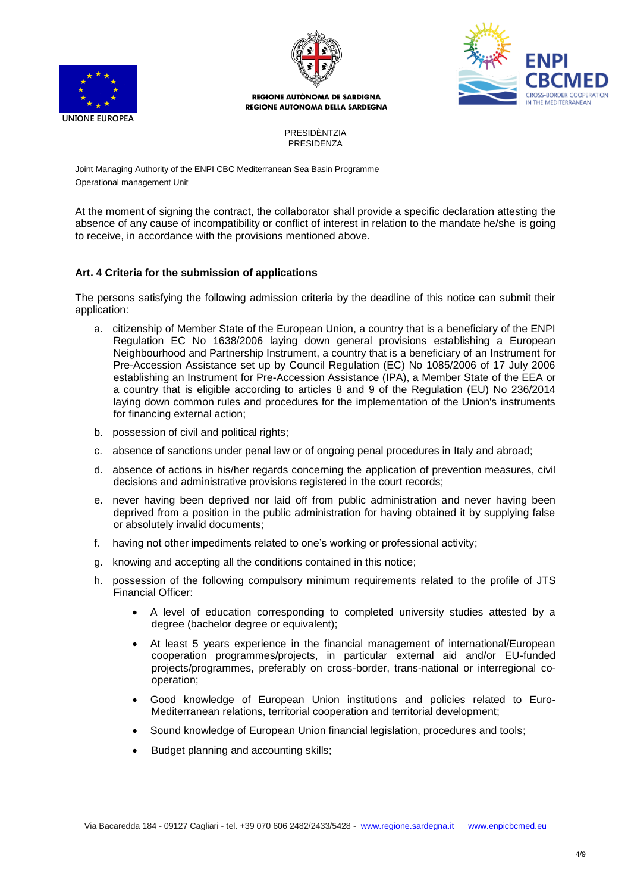At the moment of signing the contract, the collaborator shall provide a specific declaration attesting the absence of any cause of incompatibility or conflict of interest in relation to the mandate he/she is going to receive, in accordance with the provisions mentioned above.

### Art. 4 Criteria for the submission of applications

The persons satisfying the following admission criteria by the deadline of this notice can submit their application:

a. citizenship of Member State of the European Union, a country that is a beneficiary of the ENPI Regulation EC No 1638/2006 laying down general provisions establishing a European Neighbourhood and Partnership Instrument, a country that is a beneficiary of an Instrument for Pre-Accession Assistance set up by Council Regulation (EC) No 1085/2006 of 17 July 2006 establishing an Instrument for Pre-Accession Assistance (IPA), a Member State of the EEA or a country that is eligible according to articles 8 and 9 of the Regulation (EU) No 236/2014 laying down common rules and procedures for the implementation of the Union's instruments for financing external action;

b. possession of civil and political rights;

c. absence of sanctions under penal law or of ongoing penal procedures in Italy and abroad;

d. absence of actions in his/her regards concerning the application of prevention measures, civil decisions and administrative provisions registered in the court records;

e. never having been deprived nor laid off from public administration and never having been deprived from a position in the public administration for having obtained it by supplying false or absolutely invalid documents;

f. having not other impediments related to one's working or professional activity;

g. knowing and accepting all the conditions contained in this notice;

h. possession of the following compulsory minimum requirements related to the profile of JTS Financial Officer:

   - A level of education corresponding to completed university studies attested by a degree (bachelor degree or equivalent);
   - At least 5 years experience in the financial management of international/European cooperation programmes/projects, in particular external aid and/or EU-funded projects/programmes, preferably on cross-border, trans-national or interregional co-operation;
   - Good knowledge of European Union institutions and policies related to Euro-Mediterranean relations, territorial cooperation and territorial development;
   - Sound knowledge of European Union financial legislation, procedures and tools;
   - Budget planning and accounting skills;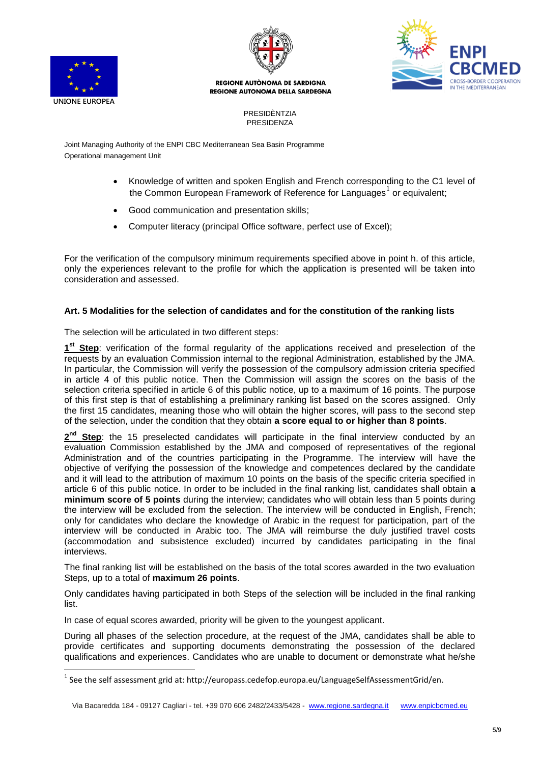Joint Managing Authority of the ENPI CBC Mediterranean Sea Basin Programme
Operational management Unit

- Knowledge of written and spoken English and French corresponding to the C1 level of the Common European Framework of Reference for Languages[1] or equivalent;
- Good communication and presentation skills;
- Computer literacy (principal Office software, perfect use of Excel);

For the verification of the compulsory minimum requirements specified above in point h. of this article, only the experiences relevant to the profile for which the application is presented will be taken into consideration and assessed.

### Art. 5 Modalities for the selection of candidates and for the constitution of the ranking lists

The selection will be articulated in two different steps:

**1st Step**: verification of the formal regularity of the applications received and preselection of the requests by an evaluation Commission internal to the regional Administration, established by the JMA. In particular, the Commission will verify the possession of the compulsory admission criteria specified in article 4 of this public notice. Then the Commission will assign the scores on the basis of the selection criteria specified in article 6 of this public notice, up to a maximum of 16 points. The purpose of this first step is that of establishing a preliminary ranking list based on the scores assigned. Only the first 15 candidates, meaning those who will obtain the higher scores, will pass to the second step of the selection, under the condition that they obtain **a score equal to or higher than 8 points**.

**2nd Step**: the 15 preselected candidates will participate in the final interview conducted by an evaluation Commission established by the JMA and composed of representatives of the regional Administration and of the countries participating in the Programme. The interview will have the objective of verifying the possession of the knowledge and competences declared by the candidate and it will lead to the attribution of maximum 10 points on the basis of the specific criteria specified in article 6 of this public notice. In order to be included in the final ranking list, candidates shall obtain **a minimum score of 5 points** during the interview; candidates who will obtain less than 5 points during the interview will be excluded from the selection. The interview will be conducted in English, French; only for candidates who declare the knowledge of Arabic in the request for participation, part of the interview will be conducted in Arabic too. The JMA will reimburse the duly justified travel costs (accommodation and subsistence excluded) incurred by candidates participating in the final interviews.

The final ranking list will be established on the basis of the total scores awarded in the two evaluation Steps, up to a total of **maximum 26 points**.

Only candidates having participated in both Steps of the selection will be included in the final ranking list.

In case of equal scores awarded, priority will be given to the youngest applicant.

During all phases of the selection procedure, at the request of the JMA, candidates shall be able to provide certificates and supporting documents demonstrating the possession of the declared qualifications and experiences. Candidates who are unable to document or demonstrate what he/she

[1] See the self assessment grid at: http://europass.cedefop.europa.eu/LanguageSelfAssessmentGrid/en.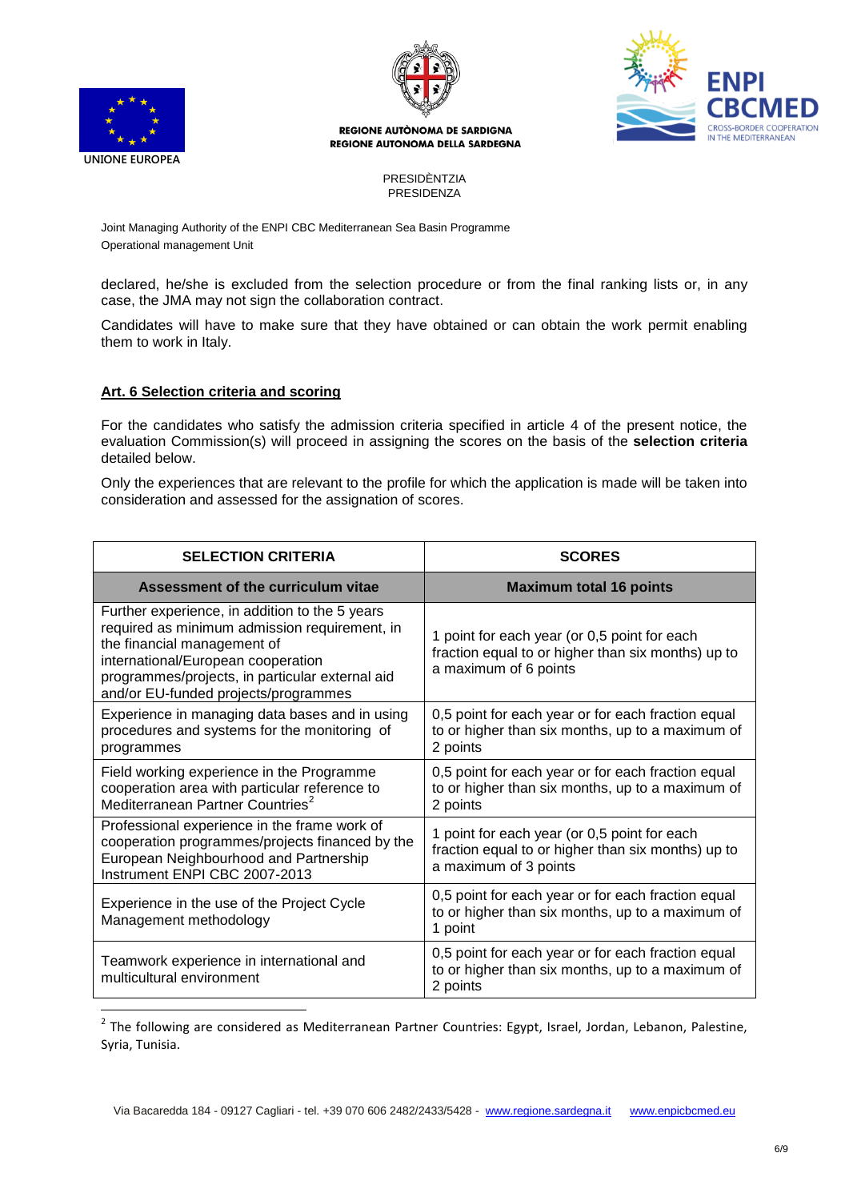declared, he/she is excluded from the selection procedure or from the final ranking lists or, in any case, the JMA may not sign the collaboration contract.

Candidates will have to make sure that they have obtained or can obtain the work permit enabling them to work in Italy.

## Art. 6 Selection criteria and scoring

For the candidates who satisfy the admission criteria specified in article 4 of the present notice, the evaluation Commission(s) will proceed in assigning the scores on the basis of the **selection criteria** detailed below.

Only the experiences that are relevant to the profile for which the application is made will be taken into consideration and assessed for the assignation of scores.

| SELECTION CRITERIA | SCORES |
|---|---|
| **Assessment of the curriculum vitae** | **Maximum total 16 points** |
| Further experience, in addition to the 5 years required as minimum admission requirement, in the financial management of international/European cooperation programmes/projects, in particular external aid and/or EU-funded projects/programmes | 1 point for each year (or 0,5 point for each fraction equal to or higher than six months) up to a maximum of 6 points |
| Experience in managing data bases and in using procedures and systems for the monitoring of programmes | 0,5 point for each year or for each fraction equal to or higher than six months, up to a maximum of 2 points |
| Field working experience in the Programme cooperation area with particular reference to Mediterranean Partner Countries[2] | 0,5 point for each year or for each fraction equal to or higher than six months, up to a maximum of 2 points |
| Professional experience in the frame work of cooperation programmes/projects financed by the European Neighbourhood and Partnership Instrument ENPI CBC 2007-2013 | 1 point for each year (or 0,5 point for each fraction equal to or higher than six months) up to a maximum of 3 points |
| Experience in the use of the Project Cycle Management methodology | 0,5 point for each year or for each fraction equal to or higher than six months, up to a maximum of 1 point |
| Teamwork experience in international and multicultural environment | 0,5 point for each year or for each fraction equal to or higher than six months, up to a maximum of 2 points |

[2] The following are considered as Mediterranean Partner Countries: Egypt, Israel, Jordan, Lebanon, Palestine, Syria, Tunisia.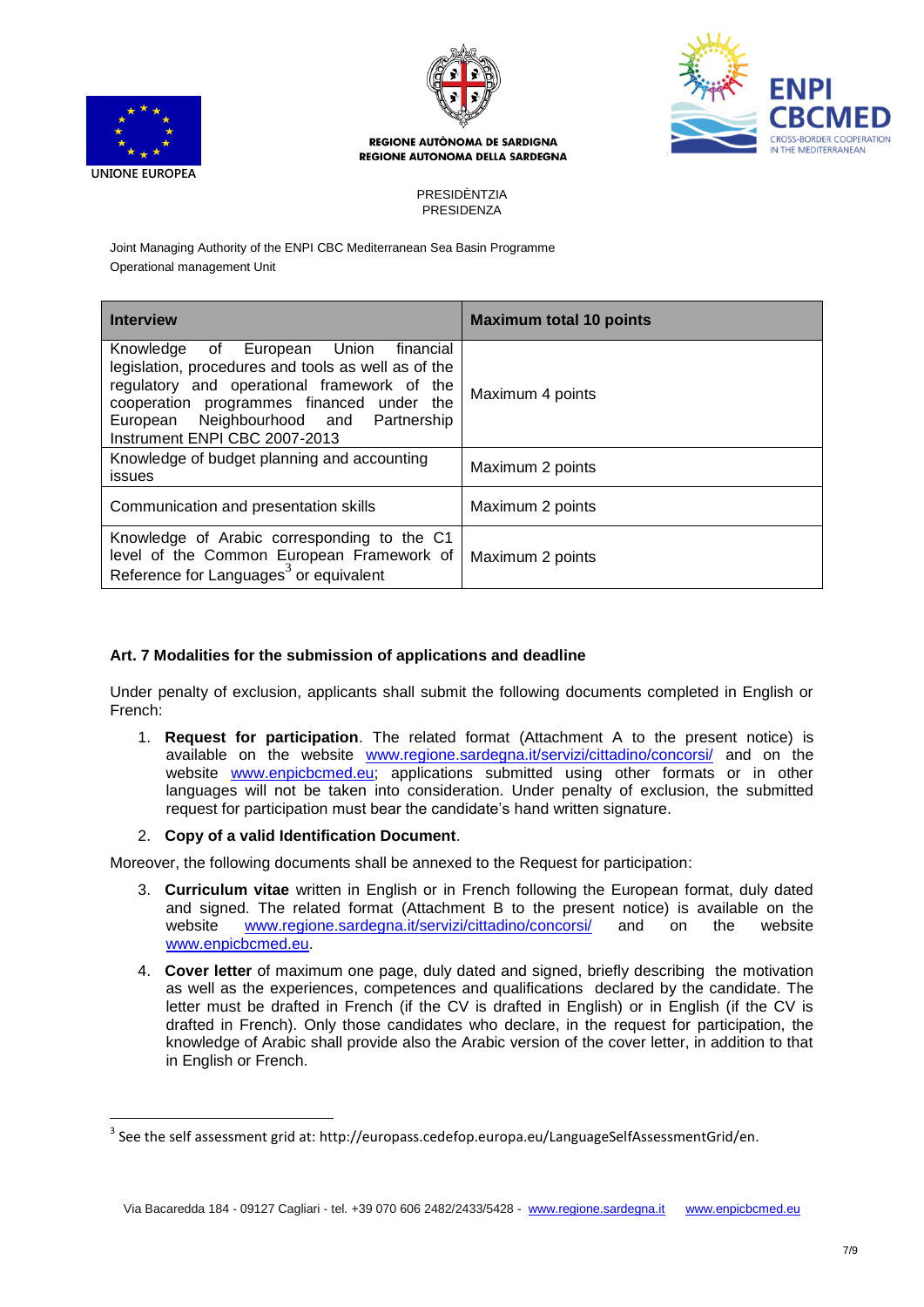REGIONE AUTÒNOMA DE SARDIGNA
REGIONE AUTONOMA DELLA SARDEGNA

PRESIDÈNTZIA
PRESIDENZA

Joint Managing Authority of the ENPI CBC Mediterranean Sea Basin Programme
Operational management Unit

| Interview | Maximum total 10 points |
|---|---|
| Knowledge of European Union financial legislation, procedures and tools as well as of the regulatory and operational framework of the cooperation programmes financed under the European Neighbourhood and Partnership Instrument ENPI CBC 2007-2013 | Maximum 4 points |
| Knowledge of budget planning and accounting issues | Maximum 2 points |
| Communication and presentation skills | Maximum 2 points |
| Knowledge of Arabic corresponding to the C1 level of the Common European Framework of Reference for Languages[3] or equivalent | Maximum 2 points |

## Art. 7 Modalities for the submission of applications and deadline

Under penalty of exclusion, applicants shall submit the following documents completed in English or French:

1. **Request for participation**. The related format (Attachment A to the present notice) is available on the website www.regione.sardegna.it/servizi/cittadino/concorsi/ and on the website www.enpicbcmed.eu; applications submitted using other formats or in other languages will not be taken into consideration. Under penalty of exclusion, the submitted request for participation must bear the candidate's hand written signature.
2. **Copy of a valid Identification Document**.

Moreover, the following documents shall be annexed to the Request for participation:

3. **Curriculum vitae** written in English or in French following the European format, duly dated and signed. The related format (Attachment B to the present notice) is available on the website www.regione.sardegna.it/servizi/cittadino/concorsi/ and on the website www.enpicbcmed.eu.
4. **Cover letter** of maximum one page, duly dated and signed, briefly describing the motivation as well as the experiences, competences and qualifications declared by the candidate. The letter must be drafted in French (if the CV is drafted in English) or in English (if the CV is drafted in French). Only those candidates who declare, in the request for participation, the knowledge of Arabic shall provide also the Arabic version of the cover letter, in addition to that in English or French.

[3] See the self assessment grid at: http://europass.cedefop.europa.eu/LanguageSelfAssessmentGrid/en.

Via Bacaredda 184 - 09127 Cagliari - tel. +39 070 606 2482/2433/5428 - www.regione.sardegna.it www.enpicbcmed.eu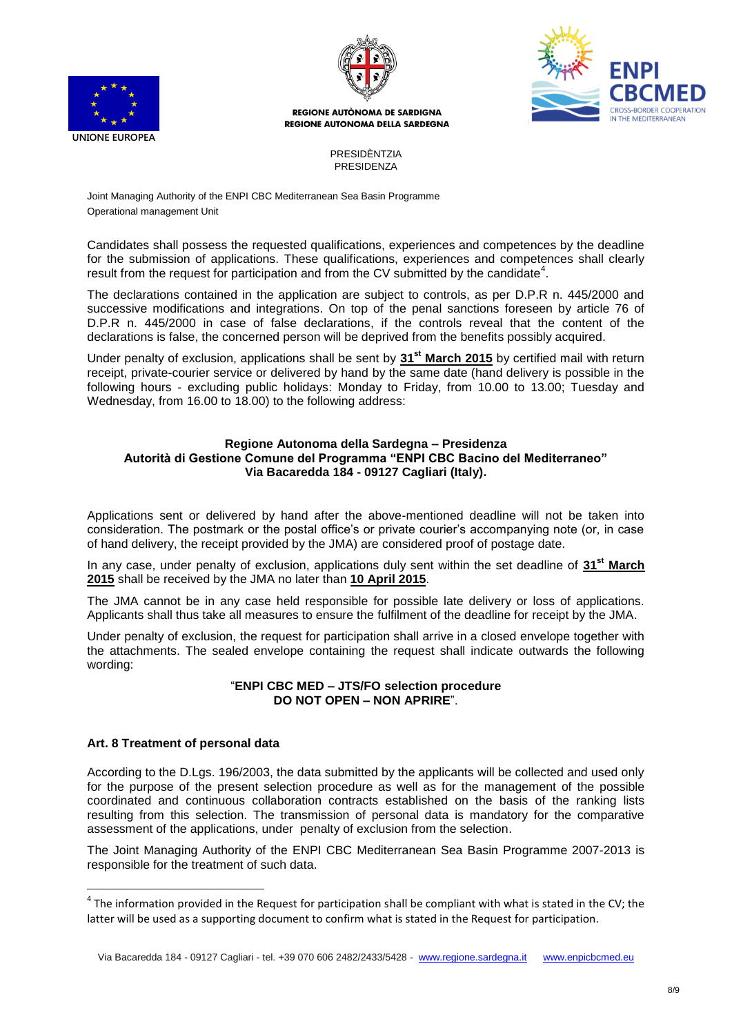Joint Managing Authority of the ENPI CBC Mediterranean Sea Basin Programme
Operational management Unit

Candidates shall possess the requested qualifications, experiences and competences by the deadline for the submission of applications. These qualifications, experiences and competences shall clearly result from the request for participation and from the CV submitted by the candidate[4].

The declarations contained in the application are subject to controls, as per D.P.R n. 445/2000 and successive modifications and integrations. On top of the penal sanctions foreseen by article 76 of D.P.R n. 445/2000 in case of false declarations, if the controls reveal that the content of the declarations is false, the concerned person will be deprived from the benefits possibly acquired.

Under penalty of exclusion, applications shall be sent by **31st March 2015** by certified mail with return receipt, private-courier service or delivered by hand by the same date (hand delivery is possible in the following hours - excluding public holidays: Monday to Friday, from 10.00 to 13.00; Tuesday and Wednesday, from 16.00 to 18.00) to the following address:

**Regione Autonoma della Sardegna – Presidenza**
**Autorità di Gestione Comune del Programma "ENPI CBC Bacino del Mediterraneo"**
**Via Bacaredda 184 - 09127 Cagliari (Italy).**

Applications sent or delivered by hand after the above-mentioned deadline will not be taken into consideration. The postmark or the postal office's or private courier's accompanying note (or, in case of hand delivery, the receipt provided by the JMA) are considered proof of postage date.

In any case, under penalty of exclusion, applications duly sent within the set deadline of **31st March 2015** shall be received by the JMA no later than **10 April 2015**.

The JMA cannot be in any case held responsible for possible late delivery or loss of applications. Applicants shall thus take all measures to ensure the fulfilment of the deadline for receipt by the JMA.

Under penalty of exclusion, the request for participation shall arrive in a closed envelope together with the attachments. The sealed envelope containing the request shall indicate outwards the following wording:

"**ENPI CBC MED – JTS/FO selection procedure**
**DO NOT OPEN – NON APRIRE**".

### Art. 8 Treatment of personal data

According to the D.Lgs. 196/2003, the data submitted by the applicants will be collected and used only for the purpose of the present selection procedure as well as for the management of the possible coordinated and continuous collaboration contracts established on the basis of the ranking lists resulting from this selection. The transmission of personal data is mandatory for the comparative assessment of the applications, under penalty of exclusion from the selection.

The Joint Managing Authority of the ENPI CBC Mediterranean Sea Basin Programme 2007-2013 is responsible for the treatment of such data.

---

[4] The information provided in the Request for participation shall be compliant with what is stated in the CV; the latter will be used as a supporting document to confirm what is stated in the Request for participation.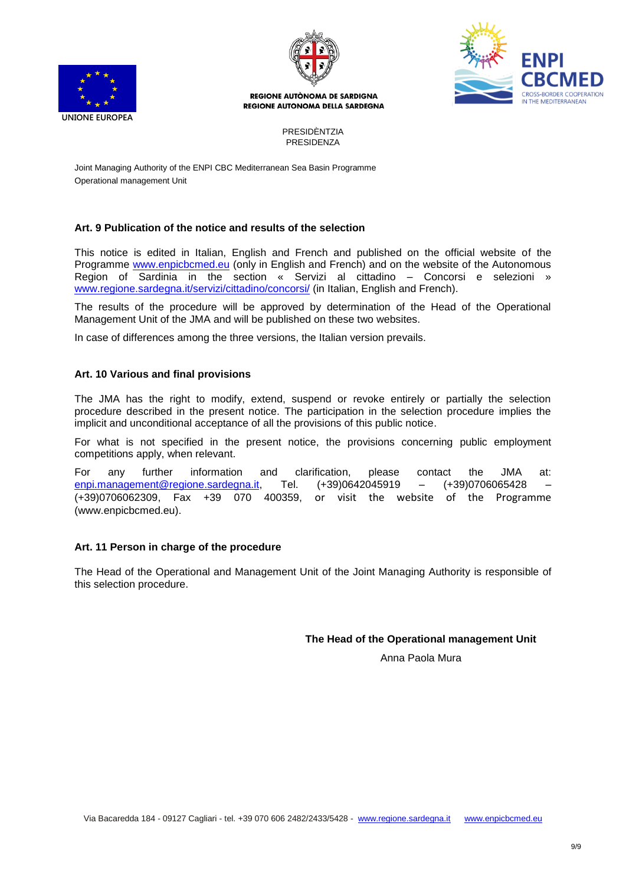UNIONE EUROPEA

REGIONE AUTÒNOMA DE SARDIGNA
REGIONE AUTONOMA DELLA SARDEGNA

ENPI CBCMED
CROSS-BORDER COOPERATION IN THE MEDITERRANEAN

PRESIDÈNTZIA
PRESIDENZA

Joint Managing Authority of the ENPI CBC Mediterranean Sea Basin Programme
Operational management Unit

## Art. 9 Publication of the notice and results of the selection

This notice is edited in Italian, English and French and published on the official website of the Programme www.enpicbcmed.eu (only in English and French) and on the website of the Autonomous Region of Sardinia in the section « Servizi al cittadino – Concorsi e selezioni » www.regione.sardegna.it/servizi/cittadino/concorsi/ (in Italian, English and French).

The results of the procedure will be approved by determination of the Head of the Operational Management Unit of the JMA and will be published on these two websites.

In case of differences among the three versions, the Italian version prevails.

## Art. 10 Various and final provisions

The JMA has the right to modify, extend, suspend or revoke entirely or partially the selection procedure described in the present notice. The participation in the selection procedure implies the implicit and unconditional acceptance of all the provisions of this public notice.

For what is not specified in the present notice, the provisions concerning public employment competitions apply, when relevant.

For any further information and clarification, please contact the JMA at: enpi.management@regione.sardegna.it, Tel. (+39)0642045919 – (+39)0706065428 – (+39)0706062309, Fax +39 070 400359, or visit the website of the Programme (www.enpicbcmed.eu).

## Art. 11 Person in charge of the procedure

The Head of the Operational and Management Unit of the Joint Managing Authority is responsible of this selection procedure.

**The Head of the Operational management Unit**

Anna Paola Mura

Via Bacaredda 184 - 09127 Cagliari - tel. +39 070 606 2482/2433/5428 - www.regione.sardegna.it www.enpicbcmed.eu